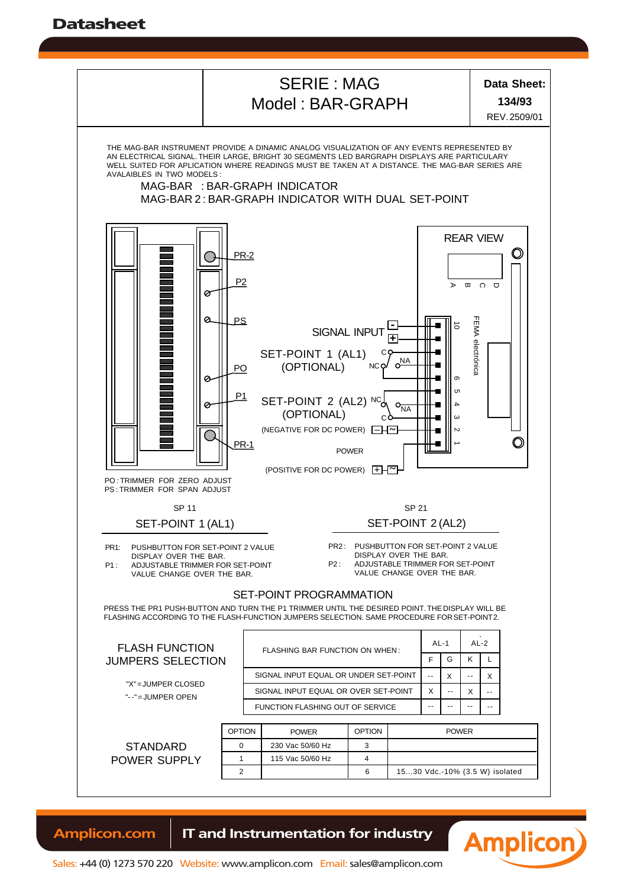# SERIE : MAG
## Model : BAR-GRAPH

**Data Sheet: 134/93**
REV. 2509/01

THE MAG-BAR INSTRUMENT PROVIDE A DINAMIC ANALOG VISUALIZATION OF ANY EVENTS REPRESENTED BY AN ELECTRICAL SIGNAL. THEIR LARGE, BRIGHT 30 SEGMENTS LED BARGRAPH DISPLAYS ARE PARTICULARY WELL SUITED FOR APLICATION WHERE READINGS MUST BE TAKEN AT A DISTANCE. THE MAG-BAR SERIES ARE AVALAIBLES IN TWO MODELS :

MAG-BAR : BAR-GRAPH INDICATOR
MAG-BAR 2 : BAR-GRAPH INDICATOR WITH DUAL SET-POINT

PR-2
P2
PS
PO
P1
PR-1

REAR VIEW

A B C D

FEMA electrónica

SIGNAL INPUT − +

SET-POINT 1 (AL1) (OPTIONAL) C NC NA

SET-POINT 2 (AL2) (OPTIONAL) NC NA C

(NEGATIVE FOR DC POWER) − ~

POWER

(POSITIVE FOR DC POWER) + ~

10 9 5 4 3 2 1

PO : TRIMMER FOR ZERO ADJUST
PS : TRIMMER FOR SPAN ADJUST

SP 11

### SET-POINT 1 (AL1)

PR1: PUSHBUTTON FOR SET-POINT 2 VALUE DISPLAY OVER THE BAR.
P1 : ADJUSTABLE TRIMMER FOR SET-POINT VALUE CHANGE OVER THE BAR.

SP 21

### SET-POINT 2 (AL2)

PR2 : PUSHBUTTON FOR SET-POINT 2 VALUE DISPLAY OVER THE BAR.
P2 : ADJUSTABLE TRIMMER FOR SET-POINT VALUE CHANGE OVER THE BAR.

### SET-POINT PROGRAMMATION

PRESS THE PR1 PUSH-BUTTON AND TURN THE P1 TRIMMER UNTIL THE DESIRED POINT. THE DISPLAY WILL BE FLASHING ACCORDING TO THE FLASH-FUNCTION JUMPERS SELECTION. SAME PROCEDURE FOR SET-POINT 2.

### FLASH FUNCTION JUMPERS SELECTION

"X" = JUMPER CLOSED
"- -" = JUMPER OPEN

| FLASHING BAR FUNCTION ON WHEN : | AL-1 | | AL-2 | |
|---|---|---|---|---|
| | F | G | K | L |
| SIGNAL INPUT EQUAL OR UNDER SET-POINT | -- | X | -- | X |
| SIGNAL INPUT EQUAL OR OVER SET-POINT | X | -- | X | -- |
| FUNCTION FLASHING OUT OF SERVICE | -- | -- | -- | -- |

### STANDARD POWER SUPPLY

| OPTION | POWER | OPTION | POWER |
|---|---|---|---|
| 0 | 230 Vac 50/60 Hz | 3 | |
| 1 | 115 Vac 50/60 Hz | 4 | |
| 2 | | 6 | 15...30 Vdc.-10% (3.5 W) isolated |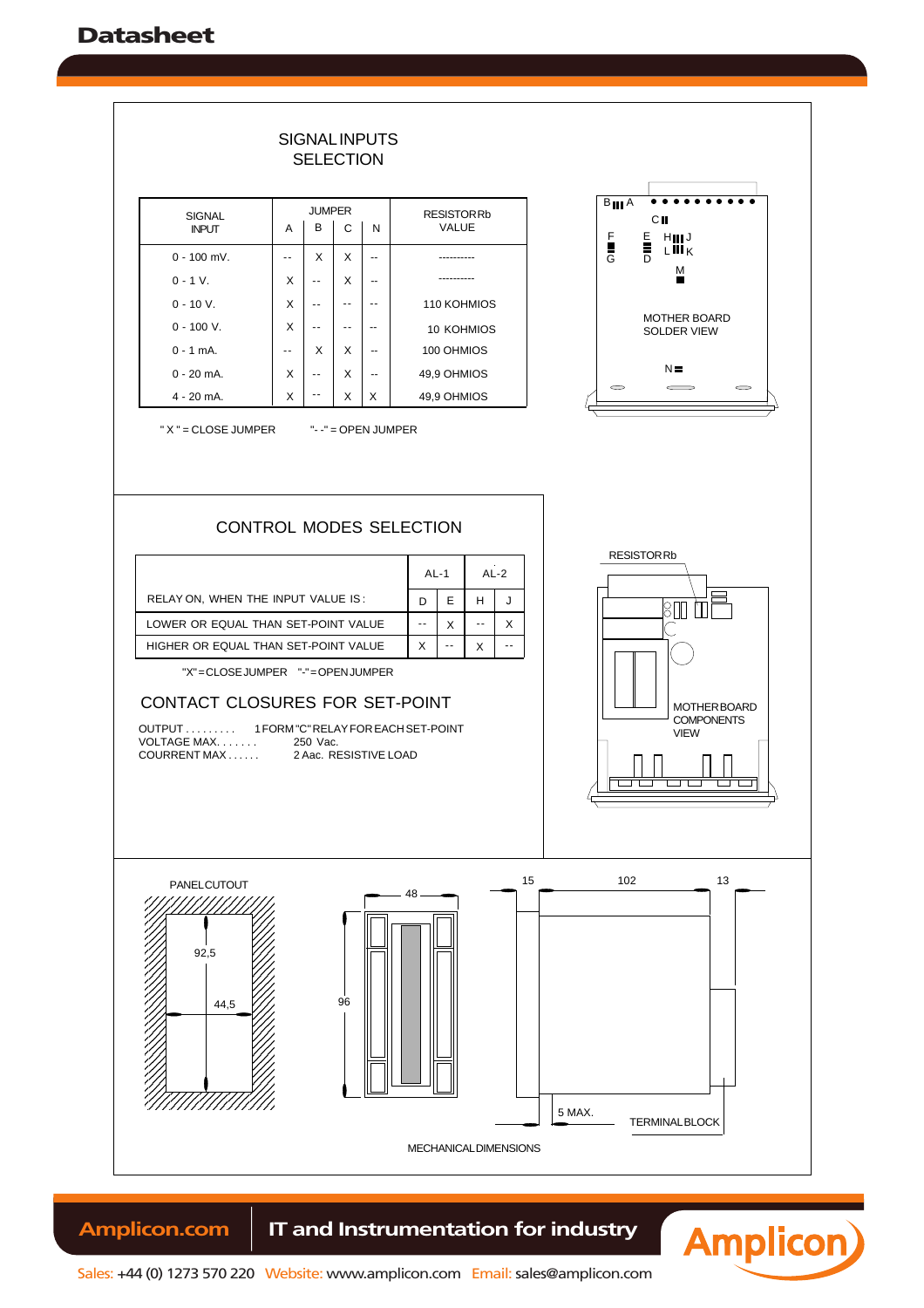## SIGNAL INPUTS SELECTION

| SIGNAL INPUT | JUMPER A | JUMPER B | JUMPER C | JUMPER N | RESISTOR Rb VALUE |
|---|---|---|---|---|---|
| 0 - 100 mV. | -- | X | X | -- | ---------- |
| 0 - 1 V. | X | -- | X | -- | ---------- |
| 0 - 10 V. | X | -- | -- | -- | 110 KOHMIOS |
| 0 - 100 V. | X | -- | -- | -- | 10 KOHMIOS |
| 0 - 1 mA. | -- | X | X | -- | 100 OHMIOS |
| 0 - 20 mA. | X | -- | X | -- | 49,9 OHMIOS |
| 4 - 20 mA. | X | -- | X | X | 49,9 OHMIOS |

" X " = CLOSE JUMPER "- -" = OPEN JUMPER

B A
C
F E H J
G D L K
M
MOTHER BOARD SOLDER VIEW
N

## CONTROL MODES SELECTION

| RELAY ON, WHEN THE INPUT VALUE IS: | AL-1 D | AL-1 E | AL-2 H | AL-2 J |
|---|---|---|---|---|
| LOWER OR EQUAL THAN SET-POINT VALUE | -- | X | -- | X |
| HIGHER OR EQUAL THAN SET-POINT VALUE | X | -- | X | -- |

"X" = CLOSE JUMPER "-" = OPEN JUMPER

RESISTOR Rb
MOTHER BOARD COMPONENTS VIEW

## CONTACT CLOSURES FOR SET-POINT

OUTPUT . . . . . . . . . 1 FORM "C" RELAY FOR EACH SET-POINT
VOLTAGE MAX. . . . . . . 250 Vac.
COURRENT MAX . . . . . . 2 Aac. RESISTIVE LOAD

PANEL CUTOUT
92,5
44,5
48
96
15
102
13
5 MAX.
TERMINAL BLOCK

MECHANICAL DIMENSIONS